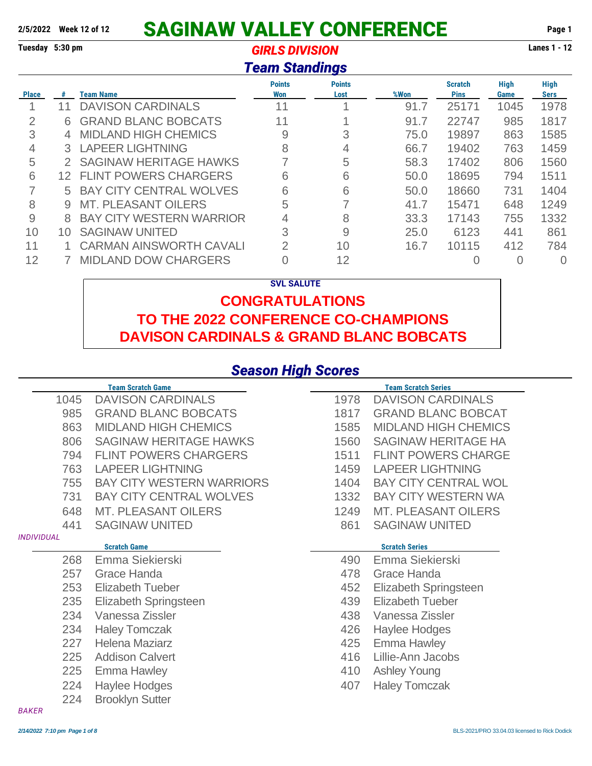2/5/2022 Week 12 of 12

# SAGINAW VALLEY CONFERENCE

Tuesday 5:30 pm — Lanes 1 - 12

## GIRLS DIVISION

## Team Standings

| Place | # | Team Name | Points Won | Points Lost | %Won | Scratch Pins | High Game | High Sers |
|---|---|---|---|---|---|---|---|---|
| 1 | 11 | DAVISON CARDINALS | 11 | 1 | 91.7 | 25171 | 1045 | 1978 |
| 2 | 6 | GRAND BLANC BOBCATS | 11 | 1 | 91.7 | 22747 | 985 | 1817 |
| 3 | 4 | MIDLAND HIGH CHEMICS | 9 | 3 | 75.0 | 19897 | 863 | 1585 |
| 4 | 3 | LAPEER LIGHTNING | 8 | 4 | 66.7 | 19402 | 763 | 1459 |
| 5 | 2 | SAGINAW HERITAGE HAWKS | 7 | 5 | 58.3 | 17402 | 806 | 1560 |
| 6 | 12 | FLINT POWERS CHARGERS | 6 | 6 | 50.0 | 18695 | 794 | 1511 |
| 7 | 5 | BAY CITY CENTRAL WOLVES | 6 | 6 | 50.0 | 18660 | 731 | 1404 |
| 8 | 9 | MT. PLEASANT OILERS | 5 | 7 | 41.7 | 15471 | 648 | 1249 |
| 9 | 8 | BAY CITY WESTERN WARRIOR | 4 | 8 | 33.3 | 17143 | 755 | 1332 |
| 10 | 10 | SAGINAW UNITED | 3 | 9 | 25.0 | 6123 | 441 | 861 |
| 11 | 1 | CARMAN AINSWORTH CAVALI | 2 | 10 | 16.7 | 10115 | 412 | 784 |
| 12 | 7 | MIDLAND DOW CHARGERS | 0 | 12 | | 0 | 0 | 0 |

**SVL SALUTE**

**CONGRATULATIONS**
**TO THE 2022 CONFERENCE CO-CHAMPIONS**
**DAVISON CARDINALS & GRAND BLANC BOBCATS**

## Season High Scores

**Team Scratch Game**

| Score | Team |
|---|---|
| 1045 | DAVISON CARDINALS |
| 985 | GRAND BLANC BOBCATS |
| 863 | MIDLAND HIGH CHEMICS |
| 806 | SAGINAW HERITAGE HAWKS |
| 794 | FLINT POWERS CHARGERS |
| 763 | LAPEER LIGHTNING |
| 755 | BAY CITY WESTERN WARRIORS |
| 731 | BAY CITY CENTRAL WOLVES |
| 648 | MT. PLEASANT OILERS |
| 441 | SAGINAW UNITED |

**Team Scratch Series**

| Score | Team |
|---|---|
| 1978 | DAVISON CARDINALS |
| 1817 | GRAND BLANC BOBCAT |
| 1585 | MIDLAND HIGH CHEMICS |
| 1560 | SAGINAW HERITAGE HA |
| 1511 | FLINT POWERS CHARGE |
| 1459 | LAPEER LIGHTNING |
| 1404 | BAY CITY CENTRAL WOL |
| 1332 | BAY CITY WESTERN WA |
| 1249 | MT. PLEASANT OILERS |
| 861 | SAGINAW UNITED |

*INDIVIDUAL*

**Scratch Game**

| Score | Name |
|---|---|
| 268 | Emma Siekierski |
| 257 | Grace Handa |
| 253 | Elizabeth Tueber |
| 235 | Elizabeth Springsteen |
| 234 | Vanessa Zissler |
| 234 | Haley Tomczak |
| 227 | Helena Maziarz |
| 225 | Addison Calvert |
| 225 | Emma Hawley |
| 224 | Haylee Hodges |
| 224 | Brooklyn Sutter |

**Scratch Series**

| Score | Name |
|---|---|
| 490 | Emma Siekierski |
| 478 | Grace Handa |
| 452 | Elizabeth Springsteen |
| 439 | Elizabeth Tueber |
| 438 | Vanessa Zissler |
| 426 | Haylee Hodges |
| 425 | Emma Hawley |
| 416 | Lillie-Ann Jacobs |
| 410 | Ashley Young |
| 407 | Haley Tomczak |

*BAKER*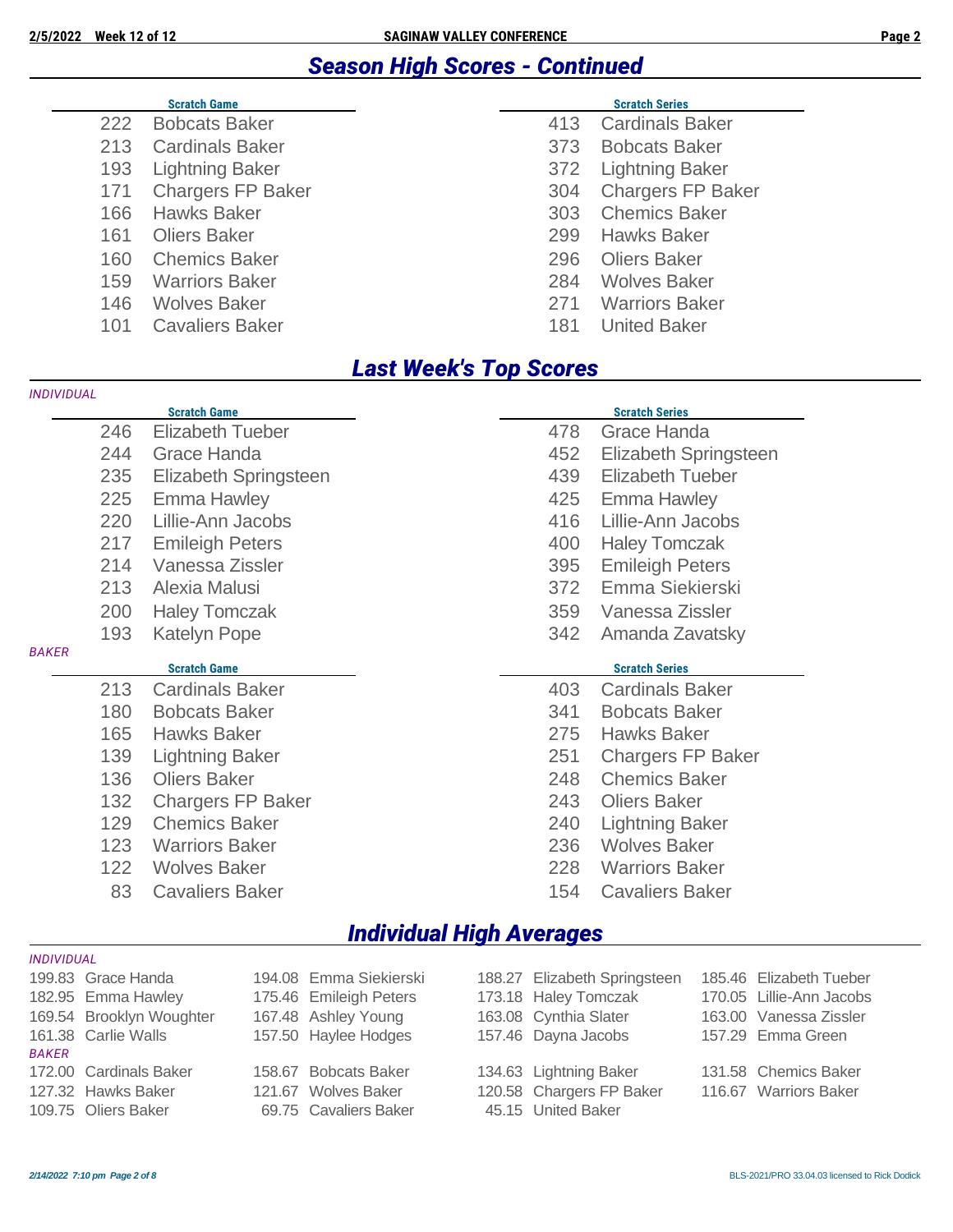## Season High Scores - Continued

| Scratch Game | | Scratch Series | |
|---|---|---|---|
| 222 | Bobcats Baker | 413 | Cardinals Baker |
| 213 | Cardinals Baker | 373 | Bobcats Baker |
| 193 | Lightning Baker | 372 | Lightning Baker |
| 171 | Chargers FP Baker | 304 | Chargers FP Baker |
| 166 | Hawks Baker | 303 | Chemics Baker |
| 161 | Oliers Baker | 299 | Hawks Baker |
| 160 | Chemics Baker | 296 | Oliers Baker |
| 159 | Warriors Baker | 284 | Wolves Baker |
| 146 | Wolves Baker | 271 | Warriors Baker |
| 101 | Cavaliers Baker | 181 | United Baker |

## Last Week's Top Scores

*INDIVIDUAL*

| Scratch Game | | Scratch Series | |
|---|---|---|---|
| 246 | Elizabeth Tueber | 478 | Grace Handa |
| 244 | Grace Handa | 452 | Elizabeth Springsteen |
| 235 | Elizabeth Springsteen | 439 | Elizabeth Tueber |
| 225 | Emma Hawley | 425 | Emma Hawley |
| 220 | Lillie-Ann Jacobs | 416 | Lillie-Ann Jacobs |
| 217 | Emileigh Peters | 400 | Haley Tomczak |
| 214 | Vanessa Zissler | 395 | Emileigh Peters |
| 213 | Alexia Malusi | 372 | Emma Siekierski |
| 200 | Haley Tomczak | 359 | Vanessa Zissler |
| 193 | Katelyn Pope | 342 | Amanda Zavatsky |

*BAKER*

| Scratch Game | | Scratch Series | |
|---|---|---|---|
| 213 | Cardinals Baker | 403 | Cardinals Baker |
| 180 | Bobcats Baker | 341 | Bobcats Baker |
| 165 | Hawks Baker | 275 | Hawks Baker |
| 139 | Lightning Baker | 251 | Chargers FP Baker |
| 136 | Oliers Baker | 248 | Chemics Baker |
| 132 | Chargers FP Baker | 243 | Oliers Baker |
| 129 | Chemics Baker | 240 | Lightning Baker |
| 123 | Warriors Baker | 236 | Wolves Baker |
| 122 | Wolves Baker | 228 | Warriors Baker |
| 83 | Cavaliers Baker | 154 | Cavaliers Baker |

## Individual High Averages

*INDIVIDUAL*

| | | | |
|---|---|---|---|
| 199.83 Grace Handa | 194.08 Emma Siekierski | 188.27 Elizabeth Springsteen | 185.46 Elizabeth Tueber |
| 182.95 Emma Hawley | 175.46 Emileigh Peters | 173.18 Haley Tomczak | 170.05 Lillie-Ann Jacobs |
| 169.54 Brooklyn Woughter | 167.48 Ashley Young | 163.08 Cynthia Slater | 163.00 Vanessa Zissler |
| 161.38 Carlie Walls | 157.50 Haylee Hodges | 157.46 Dayna Jacobs | 157.29 Emma Green |

*BAKER*

| | | | |
|---|---|---|---|
| 172.00 Cardinals Baker | 158.67 Bobcats Baker | 134.63 Lightning Baker | 131.58 Chemics Baker |
| 127.32 Hawks Baker | 121.67 Wolves Baker | 120.58 Chargers FP Baker | 116.67 Warriors Baker |
| 109.75 Oliers Baker | 69.75 Cavaliers Baker | 45.15 United Baker | |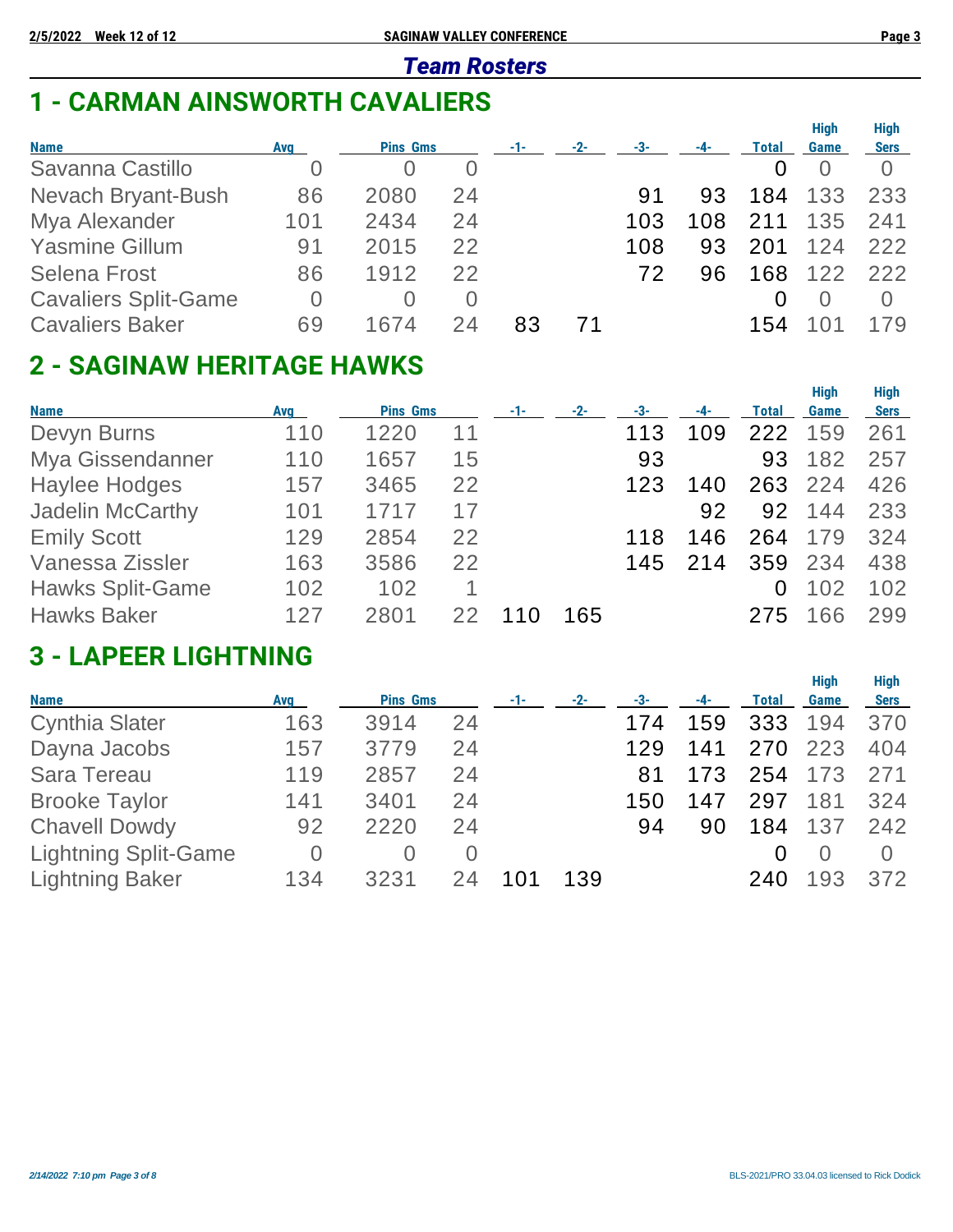## *Team Rosters*

# 1 - CARMAN AINSWORTH CAVALIERS

| Name | Avg | Pins | Gms | -1- | -2- | -3- | -4- | Total | High Game | High Sers |
|---|---|---|---|---|---|---|---|---|---|---|
| Savanna Castillo | 0 | 0 | 0 | | | | | 0 | 0 | 0 |
| Nevach Bryant-Bush | 86 | 2080 | 24 | | | 91 | 93 | 184 | 133 | 233 |
| Mya Alexander | 101 | 2434 | 24 | | | 103 | 108 | 211 | 135 | 241 |
| Yasmine Gillum | 91 | 2015 | 22 | | | 108 | 93 | 201 | 124 | 222 |
| Selena Frost | 86 | 1912 | 22 | | | 72 | 96 | 168 | 122 | 222 |
| Cavaliers Split-Game | 0 | 0 | 0 | | | | | 0 | 0 | 0 |
| Cavaliers Baker | 69 | 1674 | 24 | 83 | 71 | | | 154 | 101 | 179 |

# 2 - SAGINAW HERITAGE HAWKS

| Name | Avg | Pins | Gms | -1- | -2- | -3- | -4- | Total | High Game | High Sers |
|---|---|---|---|---|---|---|---|---|---|---|
| Devyn Burns | 110 | 1220 | 11 | | | 113 | 109 | 222 | 159 | 261 |
| Mya Gissendanner | 110 | 1657 | 15 | | | 93 | | 93 | 182 | 257 |
| Haylee Hodges | 157 | 3465 | 22 | | | 123 | 140 | 263 | 224 | 426 |
| Jadelin McCarthy | 101 | 1717 | 17 | | | | 92 | 92 | 144 | 233 |
| Emily Scott | 129 | 2854 | 22 | | | 118 | 146 | 264 | 179 | 324 |
| Vanessa Zissler | 163 | 3586 | 22 | | | 145 | 214 | 359 | 234 | 438 |
| Hawks Split-Game | 102 | 102 | 1 | | | | | 0 | 102 | 102 |
| Hawks Baker | 127 | 2801 | 22 | 110 | 165 | | | 275 | 166 | 299 |

# 3 - LAPEER LIGHTNING

| Name | Avg | Pins | Gms | -1- | -2- | -3- | -4- | Total | High Game | High Sers |
|---|---|---|---|---|---|---|---|---|---|---|
| Cynthia Slater | 163 | 3914 | 24 | | | 174 | 159 | 333 | 194 | 370 |
| Dayna Jacobs | 157 | 3779 | 24 | | | 129 | 141 | 270 | 223 | 404 |
| Sara Tereau | 119 | 2857 | 24 | | | 81 | 173 | 254 | 173 | 271 |
| Brooke Taylor | 141 | 3401 | 24 | | | 150 | 147 | 297 | 181 | 324 |
| Chavell Dowdy | 92 | 2220 | 24 | | | 94 | 90 | 184 | 137 | 242 |
| Lightning Split-Game | 0 | 0 | 0 | | | | | 0 | 0 | 0 |
| Lightning Baker | 134 | 3231 | 24 | 101 | 139 | | | 240 | 193 | 372 |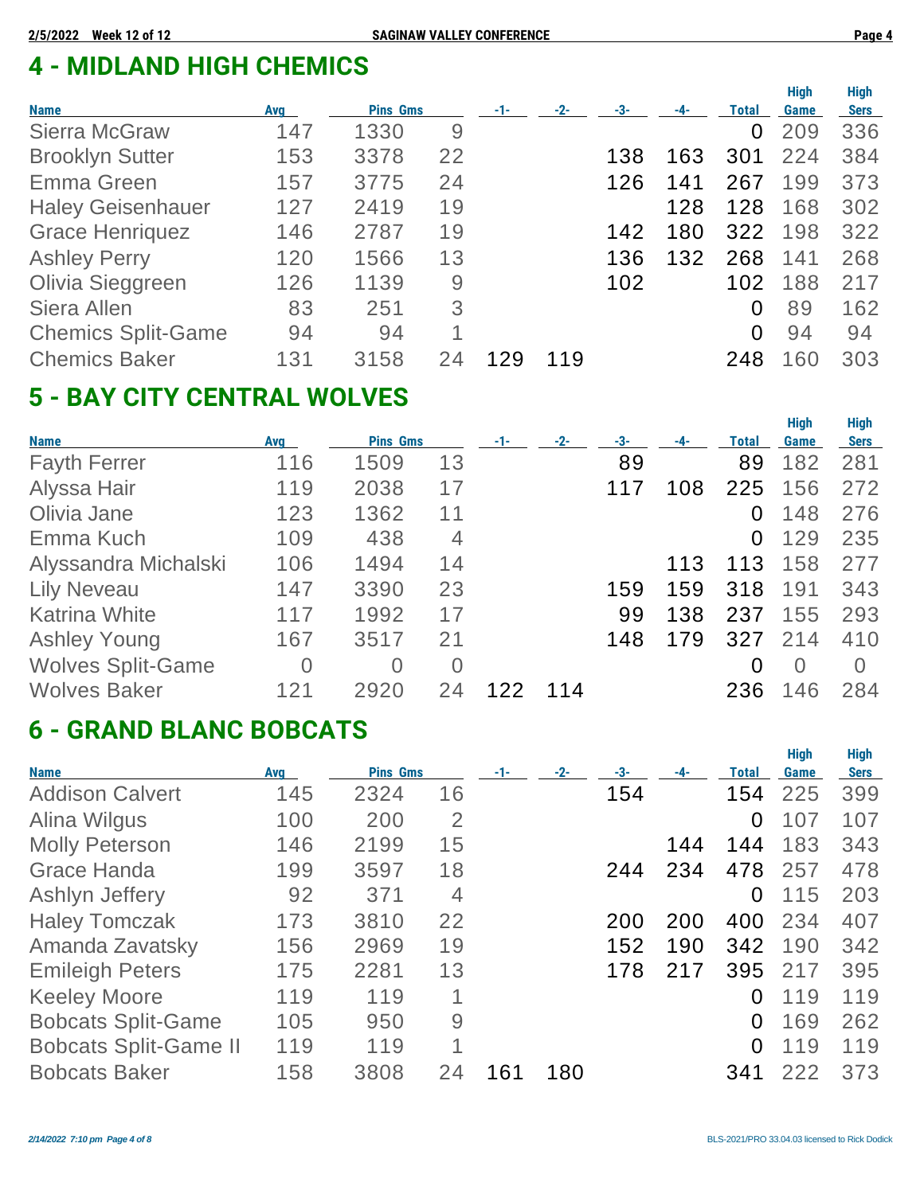## 4 - MIDLAND HIGH CHEMICS

| Name | Avg | Pins | Gms | -1- | -2- | -3- | -4- | Total | High Game | High Sers |
|---|---|---|---|---|---|---|---|---|---|---|
| Sierra McGraw | 147 | 1330 | 9 | | | | | 0 | 209 | 336 |
| Brooklyn Sutter | 153 | 3378 | 22 | | | 138 | 163 | 301 | 224 | 384 |
| Emma Green | 157 | 3775 | 24 | | | 126 | 141 | 267 | 199 | 373 |
| Haley Geisenhauer | 127 | 2419 | 19 | | | | 128 | 128 | 168 | 302 |
| Grace Henriquez | 146 | 2787 | 19 | | | 142 | 180 | 322 | 198 | 322 |
| Ashley Perry | 120 | 1566 | 13 | | | 136 | 132 | 268 | 141 | 268 |
| Olivia Sieggreen | 126 | 1139 | 9 | | | 102 | | 102 | 188 | 217 |
| Siera Allen | 83 | 251 | 3 | | | | | 0 | 89 | 162 |
| Chemics Split-Game | 94 | 94 | 1 | | | | | 0 | 94 | 94 |
| Chemics Baker | 131 | 3158 | 24 | 129 | 119 | | | 248 | 160 | 303 |

## 5 - BAY CITY CENTRAL WOLVES

| Name | Avg | Pins | Gms | -1- | -2- | -3- | -4- | Total | High Game | High Sers |
|---|---|---|---|---|---|---|---|---|---|---|
| Fayth Ferrer | 116 | 1509 | 13 | | | 89 | | 89 | 182 | 281 |
| Alyssa Hair | 119 | 2038 | 17 | | | 117 | 108 | 225 | 156 | 272 |
| Olivia Jane | 123 | 1362 | 11 | | | | | 0 | 148 | 276 |
| Emma Kuch | 109 | 438 | 4 | | | | | 0 | 129 | 235 |
| Alyssandra Michalski | 106 | 1494 | 14 | | | | 113 | 113 | 158 | 277 |
| Lily Neveau | 147 | 3390 | 23 | | | 159 | 159 | 318 | 191 | 343 |
| Katrina White | 117 | 1992 | 17 | | | 99 | 138 | 237 | 155 | 293 |
| Ashley Young | 167 | 3517 | 21 | | | 148 | 179 | 327 | 214 | 410 |
| Wolves Split-Game | 0 | 0 | 0 | | | | | 0 | 0 | 0 |
| Wolves Baker | 121 | 2920 | 24 | 122 | 114 | | | 236 | 146 | 284 |

## 6 - GRAND BLANC BOBCATS

| Name | Avg | Pins | Gms | -1- | -2- | -3- | -4- | Total | High Game | High Sers |
|---|---|---|---|---|---|---|---|---|---|---|
| Addison Calvert | 145 | 2324 | 16 | | | 154 | | 154 | 225 | 399 |
| Alina Wilgus | 100 | 200 | 2 | | | | | 0 | 107 | 107 |
| Molly Peterson | 146 | 2199 | 15 | | | | 144 | 144 | 183 | 343 |
| Grace Handa | 199 | 3597 | 18 | | | 244 | 234 | 478 | 257 | 478 |
| Ashlyn Jeffery | 92 | 371 | 4 | | | | | 0 | 115 | 203 |
| Haley Tomczak | 173 | 3810 | 22 | | | 200 | 200 | 400 | 234 | 407 |
| Amanda Zavatsky | 156 | 2969 | 19 | | | 152 | 190 | 342 | 190 | 342 |
| Emileigh Peters | 175 | 2281 | 13 | | | 178 | 217 | 395 | 217 | 395 |
| Keeley Moore | 119 | 119 | 1 | | | | | 0 | 119 | 119 |
| Bobcats Split-Game | 105 | 950 | 9 | | | | | 0 | 169 | 262 |
| Bobcats Split-Game II | 119 | 119 | 1 | | | | | 0 | 119 | 119 |
| Bobcats Baker | 158 | 3808 | 24 | 161 | 180 | | | 341 | 222 | 373 |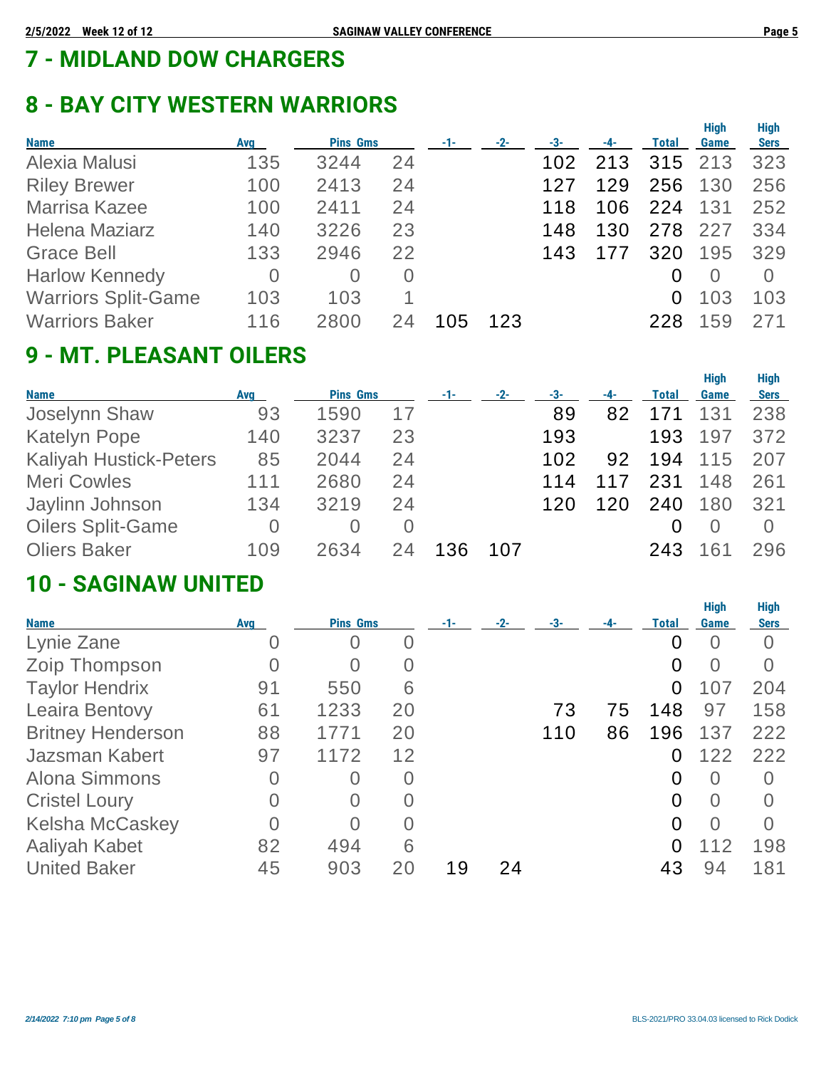# 7 - MIDLAND DOW CHARGERS

# 8 - BAY CITY WESTERN WARRIORS

| Name | Avg | Pins | Gms | -1- | -2- | -3- | -4- | Total | High Game | High Sers |
|---|---|---|---|---|---|---|---|---|---|---|
| Alexia Malusi | 135 | 3244 | 24 | | | 102 | 213 | 315 | 213 | 323 |
| Riley Brewer | 100 | 2413 | 24 | | | 127 | 129 | 256 | 130 | 256 |
| Marrisa Kazee | 100 | 2411 | 24 | | | 118 | 106 | 224 | 131 | 252 |
| Helena Maziarz | 140 | 3226 | 23 | | | 148 | 130 | 278 | 227 | 334 |
| Grace Bell | 133 | 2946 | 22 | | | 143 | 177 | 320 | 195 | 329 |
| Harlow Kennedy | 0 | 0 | 0 | | | | | 0 | 0 | 0 |
| Warriors Split-Game | 103 | 103 | 1 | | | | | 0 | 103 | 103 |
| Warriors Baker | 116 | 2800 | 24 | 105 | 123 | | | 228 | 159 | 271 |

# 9 - MT. PLEASANT OILERS

| Name | Avg | Pins | Gms | -1- | -2- | -3- | -4- | Total | High Game | High Sers |
|---|---|---|---|---|---|---|---|---|---|---|
| Joselynn Shaw | 93 | 1590 | 17 | | | 89 | 82 | 171 | 131 | 238 |
| Katelyn Pope | 140 | 3237 | 23 | | | 193 | | 193 | 197 | 372 |
| Kaliyah Hustick-Peters | 85 | 2044 | 24 | | | 102 | 92 | 194 | 115 | 207 |
| Meri Cowles | 111 | 2680 | 24 | | | 114 | 117 | 231 | 148 | 261 |
| Jaylinn Johnson | 134 | 3219 | 24 | | | 120 | 120 | 240 | 180 | 321 |
| Oilers Split-Game | 0 | 0 | 0 | | | | | 0 | 0 | 0 |
| Oliers Baker | 109 | 2634 | 24 | 136 | 107 | | | 243 | 161 | 296 |

# 10 - SAGINAW UNITED

| Name | Avg | Pins | Gms | -1- | -2- | -3- | -4- | Total | High Game | High Sers |
|---|---|---|---|---|---|---|---|---|---|---|
| Lynie Zane | 0 | 0 | 0 | | | | | 0 | 0 | 0 |
| Zoip Thompson | 0 | 0 | 0 | | | | | 0 | 0 | 0 |
| Taylor Hendrix | 91 | 550 | 6 | | | | | 0 | 107 | 204 |
| Leaira Bentovy | 61 | 1233 | 20 | | | 73 | 75 | 148 | 97 | 158 |
| Britney Henderson | 88 | 1771 | 20 | | | 110 | 86 | 196 | 137 | 222 |
| Jazsman Kabert | 97 | 1172 | 12 | | | | | 0 | 122 | 222 |
| Alona Simmons | 0 | 0 | 0 | | | | | 0 | 0 | 0 |
| Cristel Loury | 0 | 0 | 0 | | | | | 0 | 0 | 0 |
| Kelsha McCaskey | 0 | 0 | 0 | | | | | 0 | 0 | 0 |
| Aaliyah Kabet | 82 | 494 | 6 | | | | | 0 | 112 | 198 |
| United Baker | 45 | 903 | 20 | 19 | 24 | | | 43 | 94 | 181 |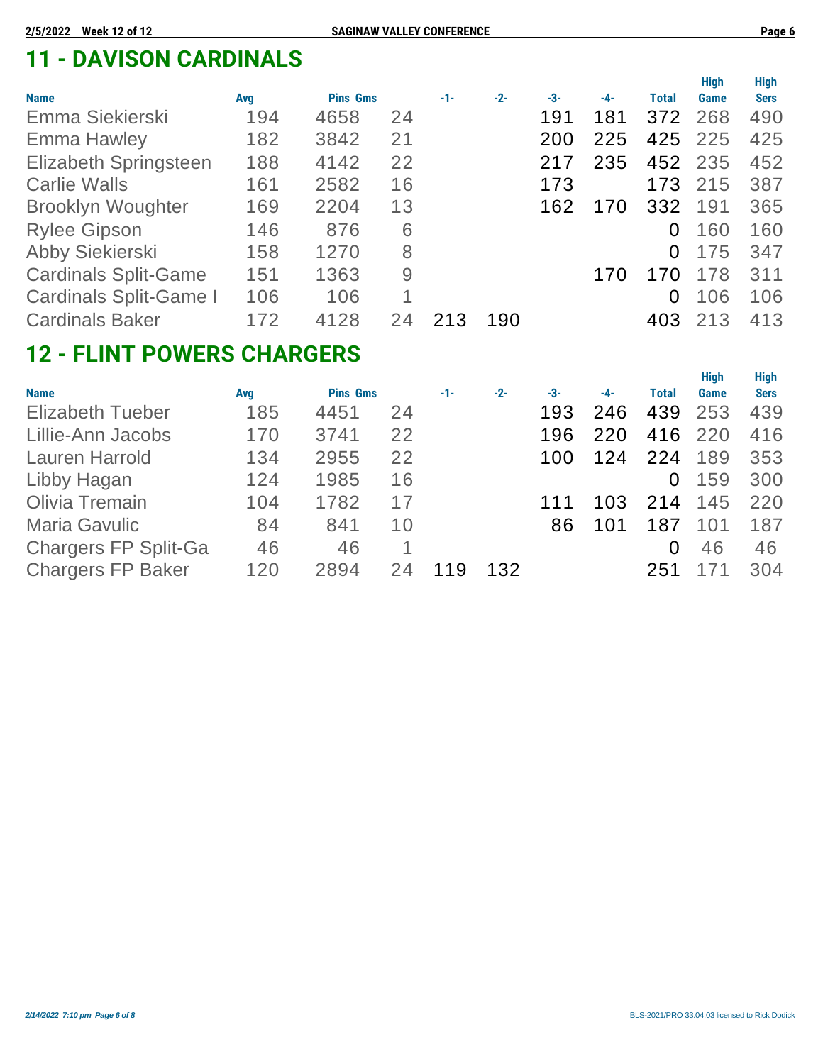## 11 - DAVISON CARDINALS

| Name | Avg | Pins | Gms | -1- | -2- | -3- | -4- | Total | High Game | High Sers |
|---|---|---|---|---|---|---|---|---|---|---|
| Emma Siekierski | 194 | 4658 | 24 | | | 191 | 181 | 372 | 268 | 490 |
| Emma Hawley | 182 | 3842 | 21 | | | 200 | 225 | 425 | 225 | 425 |
| Elizabeth Springsteen | 188 | 4142 | 22 | | | 217 | 235 | 452 | 235 | 452 |
| Carlie Walls | 161 | 2582 | 16 | | | 173 | | 173 | 215 | 387 |
| Brooklyn Woughter | 169 | 2204 | 13 | | | 162 | 170 | 332 | 191 | 365 |
| Rylee Gipson | 146 | 876 | 6 | | | | | 0 | 160 | 160 |
| Abby Siekierski | 158 | 1270 | 8 | | | | | 0 | 175 | 347 |
| Cardinals Split-Game | 151 | 1363 | 9 | | | | 170 | 170 | 178 | 311 |
| Cardinals Split-Game I | 106 | 106 | 1 | | | | | 0 | 106 | 106 |
| Cardinals Baker | 172 | 4128 | 24 | 213 | 190 | | | 403 | 213 | 413 |

## 12 - FLINT POWERS CHARGERS

| Name | Avg | Pins | Gms | -1- | -2- | -3- | -4- | Total | High Game | High Sers |
|---|---|---|---|---|---|---|---|---|---|---|
| Elizabeth Tueber | 185 | 4451 | 24 | | | 193 | 246 | 439 | 253 | 439 |
| Lillie-Ann Jacobs | 170 | 3741 | 22 | | | 196 | 220 | 416 | 220 | 416 |
| Lauren Harrold | 134 | 2955 | 22 | | | 100 | 124 | 224 | 189 | 353 |
| Libby Hagan | 124 | 1985 | 16 | | | | | 0 | 159 | 300 |
| Olivia Tremain | 104 | 1782 | 17 | | | 111 | 103 | 214 | 145 | 220 |
| Maria Gavulic | 84 | 841 | 10 | | | 86 | 101 | 187 | 101 | 187 |
| Chargers FP Split-Ga | 46 | 46 | 1 | | | | | 0 | 46 | 46 |
| Chargers FP Baker | 120 | 2894 | 24 | 119 | 132 | | | 251 | 171 | 304 |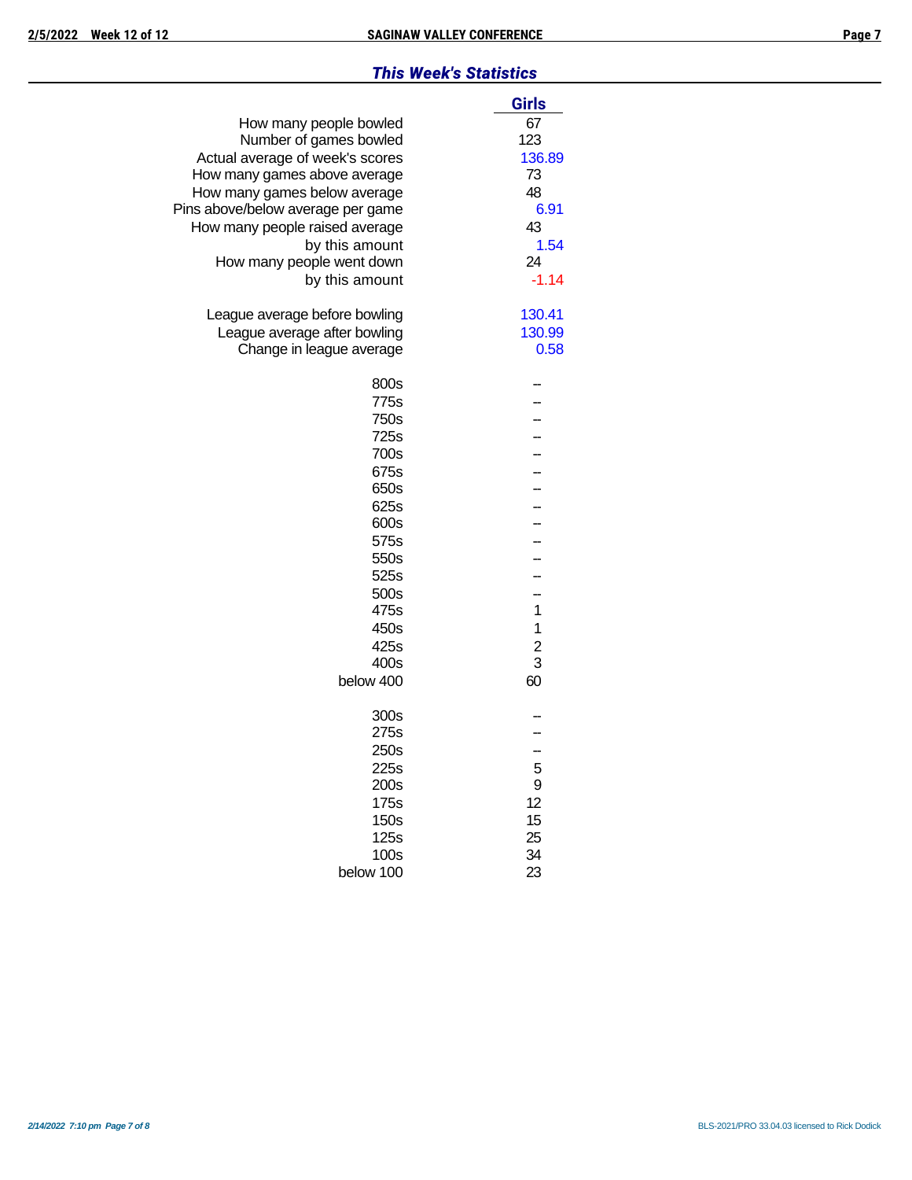## *This Week's Statistics*

| | Girls |
|---|---|
| How many people bowled | 67 |
| Number of games bowled | 123 |
| Actual average of week's scores | 136.89 |
| How many games above average | 73 |
| How many games below average | 48 |
| Pins above/below average per game | 6.91 |
| How many people raised average | 43 |
| by this amount | 1.54 |
| How many people went down | 24 |
| by this amount | -1.14 |
| | |
| League average before bowling | 130.41 |
| League average after bowling | 130.99 |
| Change in league average | 0.58 |
| | |
| 800s | -- |
| 775s | -- |
| 750s | -- |
| 725s | -- |
| 700s | -- |
| 675s | -- |
| 650s | -- |
| 625s | -- |
| 600s | -- |
| 575s | -- |
| 550s | -- |
| 525s | -- |
| 500s | -- |
| 475s | 1 |
| 450s | 1 |
| 425s | 2 |
| 400s | 3 |
| below 400 | 60 |
| | |
| 300s | -- |
| 275s | -- |
| 250s | -- |
| 225s | 5 |
| 200s | 9 |
| 175s | 12 |
| 150s | 15 |
| 125s | 25 |
| 100s | 34 |
| below 100 | 23 |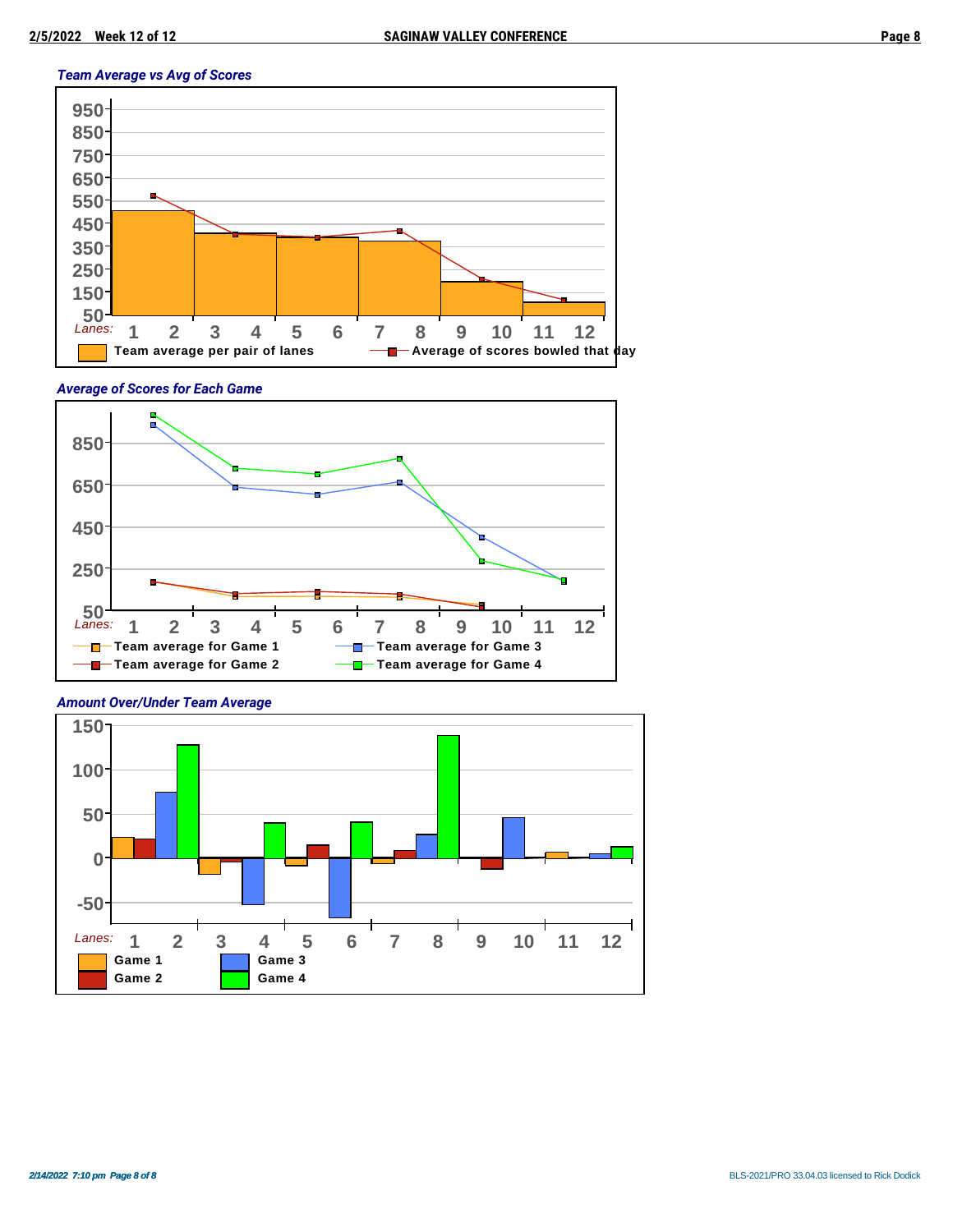*Team Average vs Avg of Scores*

950
850
750
650
550
450
350
250
150
50

Lanes: 1 2 3 4 5 6 7 8 9 10 11 12

Team average per pair of lanes
Average of scores bowled that day

*Average of Scores for Each Game*

850
650
450
250
50

Lanes: 1 2 3 4 5 6 7 8 9 10 11 12

Team average for Game 1
Team average for Game 2
Team average for Game 3
Team average for Game 4

*Amount Over/Under Team Average*

150
100
50
0
-50

Lanes: 1 2 3 4 5 6 7 8 9 10 11 12

Game 1
Game 2
Game 3
Game 4